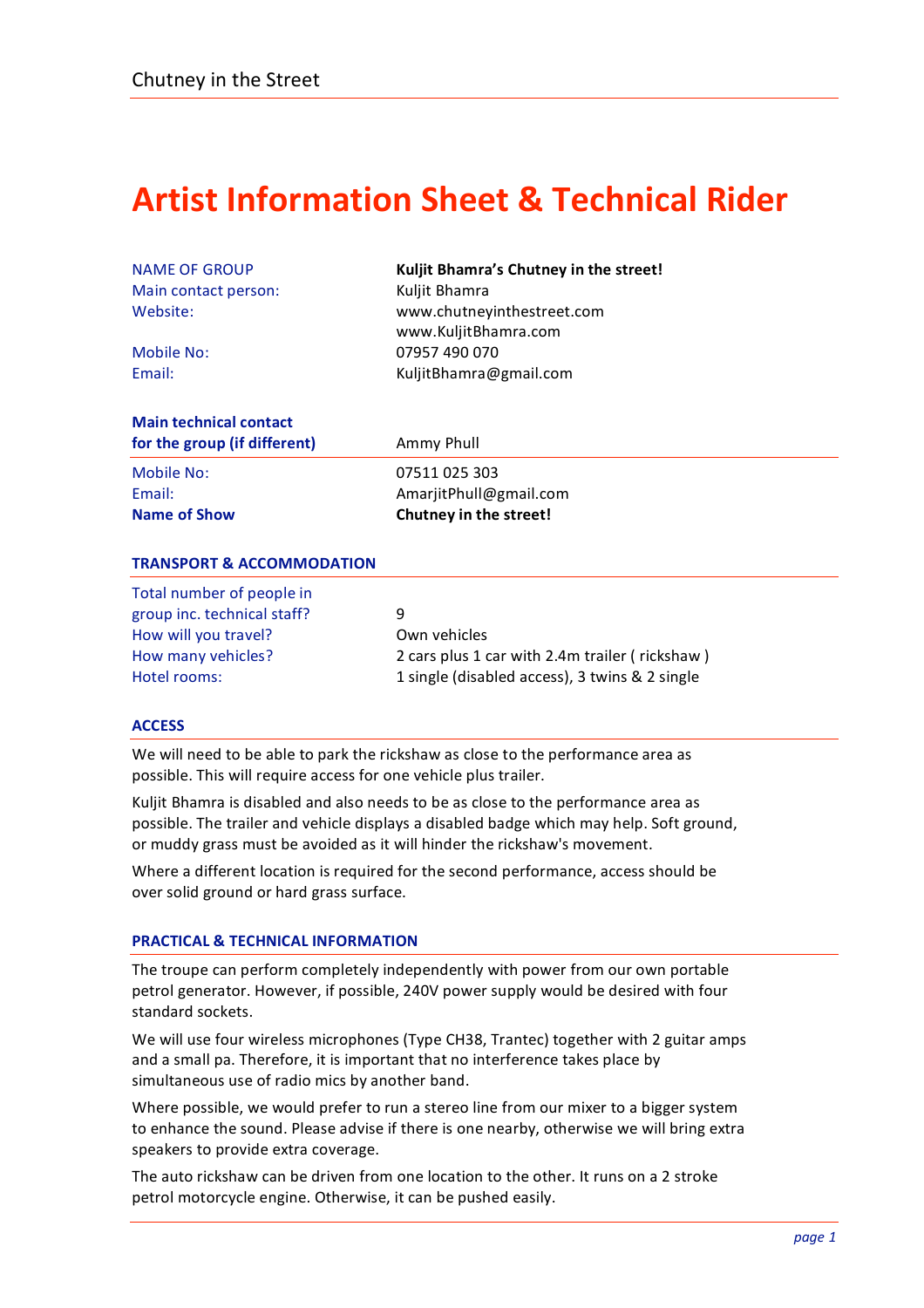# Artist Information Sheet & Technical Rider

| | |
|---|---|
| NAME OF GROUP | **Kuljit Bhamra's Chutney in the street!** |
| Main contact person: | Kuljit Bhamra |
| Website: | www.chutneyinthestreet.com<br>www.KuljitBhamra.com |
| Mobile No: | 07957 490 070 |
| Email: | KuljitBhamra@gmail.com |

| | |
|---|---|
| **Main technical contact for the group (if different)** | Ammy Phull |
| Mobile No: | 07511 025 303 |
| Email: | AmarjitPhull@gmail.com |
| **Name of Show** | **Chutney in the street!** |

## TRANSPORT & ACCOMMODATION

| | |
|---|---|
| Total number of people in group inc. technical staff? | 9 |
| How will you travel? | Own vehicles |
| How many vehicles? | 2 cars plus 1 car with 2.4m trailer ( rickshaw ) |
| Hotel rooms: | 1 single (disabled access), 3 twins & 2 single |

## ACCESS

We will need to be able to park the rickshaw as close to the performance area as possible. This will require access for one vehicle plus trailer.

Kuljit Bhamra is disabled and also needs to be as close to the performance area as possible. The trailer and vehicle displays a disabled badge which may help. Soft ground, or muddy grass must be avoided as it will hinder the rickshaw's movement.

Where a different location is required for the second performance, access should be over solid ground or hard grass surface.

## PRACTICAL & TECHNICAL INFORMATION

The troupe can perform completely independently with power from our own portable petrol generator. However, if possible, 240V power supply would be desired with four standard sockets.

We will use four wireless microphones (Type CH38, Trantec) together with 2 guitar amps and a small pa. Therefore, it is important that no interference takes place by simultaneous use of radio mics by another band.

Where possible, we would prefer to run a stereo line from our mixer to a bigger system to enhance the sound. Please advise if there is one nearby, otherwise we will bring extra speakers to provide extra coverage.

The auto rickshaw can be driven from one location to the other. It runs on a 2 stroke petrol motorcycle engine. Otherwise, it can be pushed easily.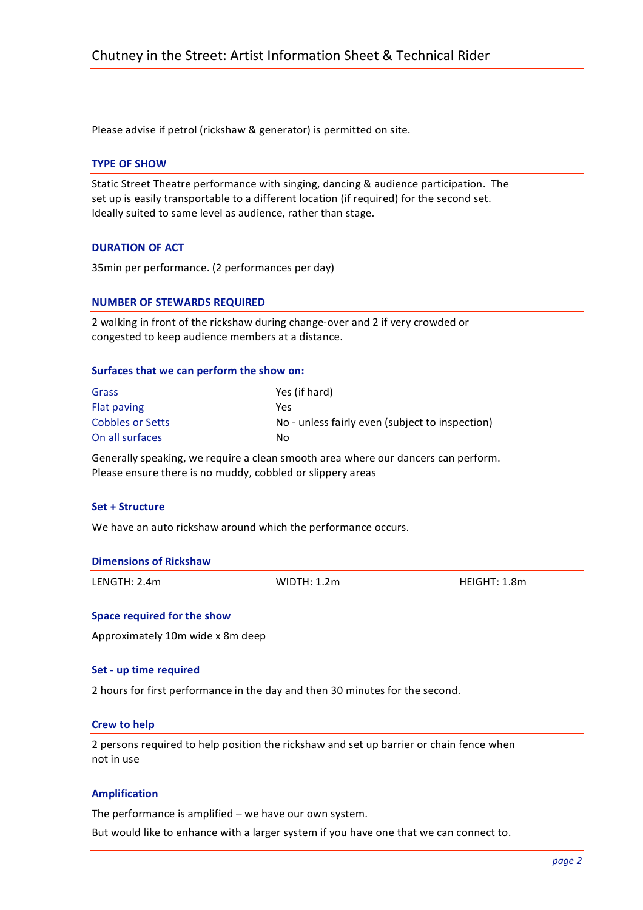Please advise if petrol (rickshaw & generator) is permitted on site.

### TYPE OF SHOW

Static Street Theatre performance with singing, dancing & audience participation. The set up is easily transportable to a different location (if required) for the second set. Ideally suited to same level as audience, rather than stage.

### DURATION OF ACT

35min per performance. (2 performances per day)

### NUMBER OF STEWARDS REQUIRED

2 walking in front of the rickshaw during change-over and 2 if very crowded or congested to keep audience members at a distance.

### Surfaces that we can perform the show on:

| | |
|---|---|
| Grass | Yes (if hard) |
| Flat paving | Yes |
| Cobbles or Setts | No - unless fairly even (subject to inspection) |
| On all surfaces | No |

Generally speaking, we require a clean smooth area where our dancers can perform. Please ensure there is no muddy, cobbled or slippery areas

### Set + Structure

We have an auto rickshaw around which the performance occurs.

### Dimensions of Rickshaw

| LENGTH: 2.4m | WIDTH: 1.2m | HEIGHT: 1.8m |
|---|---|---|

### Space required for the show

Approximately 10m wide x 8m deep

### Set - up time required

2 hours for first performance in the day and then 30 minutes for the second.

### Crew to help

2 persons required to help position the rickshaw and set up barrier or chain fence when not in use

### Amplification

The performance is amplified – we have our own system.

But would like to enhance with a larger system if you have one that we can connect to.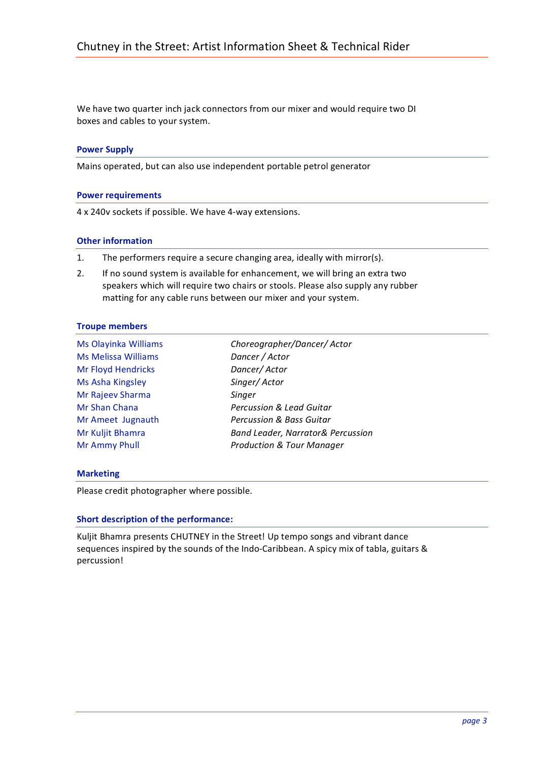We have two quarter inch jack connectors from our mixer and would require two DI boxes and cables to your system.

### Power Supply

Mains operated, but can also use independent portable petrol generator

### Power requirements

4 x 240v sockets if possible. We have 4-way extensions.

### Other information

1. The performers require a secure changing area, ideally with mirror(s).
2. If no sound system is available for enhancement, we will bring an extra two speakers which will require two chairs or stools. Please also supply any rubber matting for any cable runs between our mixer and your system.

### Troupe members

| | |
|---|---|
| Ms Olayinka Williams | *Choreographer/Dancer/ Actor* |
| Ms Melissa Williams | *Dancer / Actor* |
| Mr Floyd Hendricks | *Dancer/ Actor* |
| Ms Asha Kingsley | *Singer/ Actor* |
| Mr Rajeev Sharma | *Singer* |
| Mr Shan Chana | *Percussion & Lead Guitar* |
| Mr Ameet Jugnauth | *Percussion & Bass Guitar* |
| Mr Kuljit Bhamra | *Band Leader, Narrator& Percussion* |
| Mr Ammy Phull | *Production & Tour Manager* |

### Marketing

Please credit photographer where possible.

### Short description of the performance:

Kuljit Bhamra presents CHUTNEY in the Street! Up tempo songs and vibrant dance sequences inspired by the sounds of the Indo-Caribbean. A spicy mix of tabla, guitars & percussion!